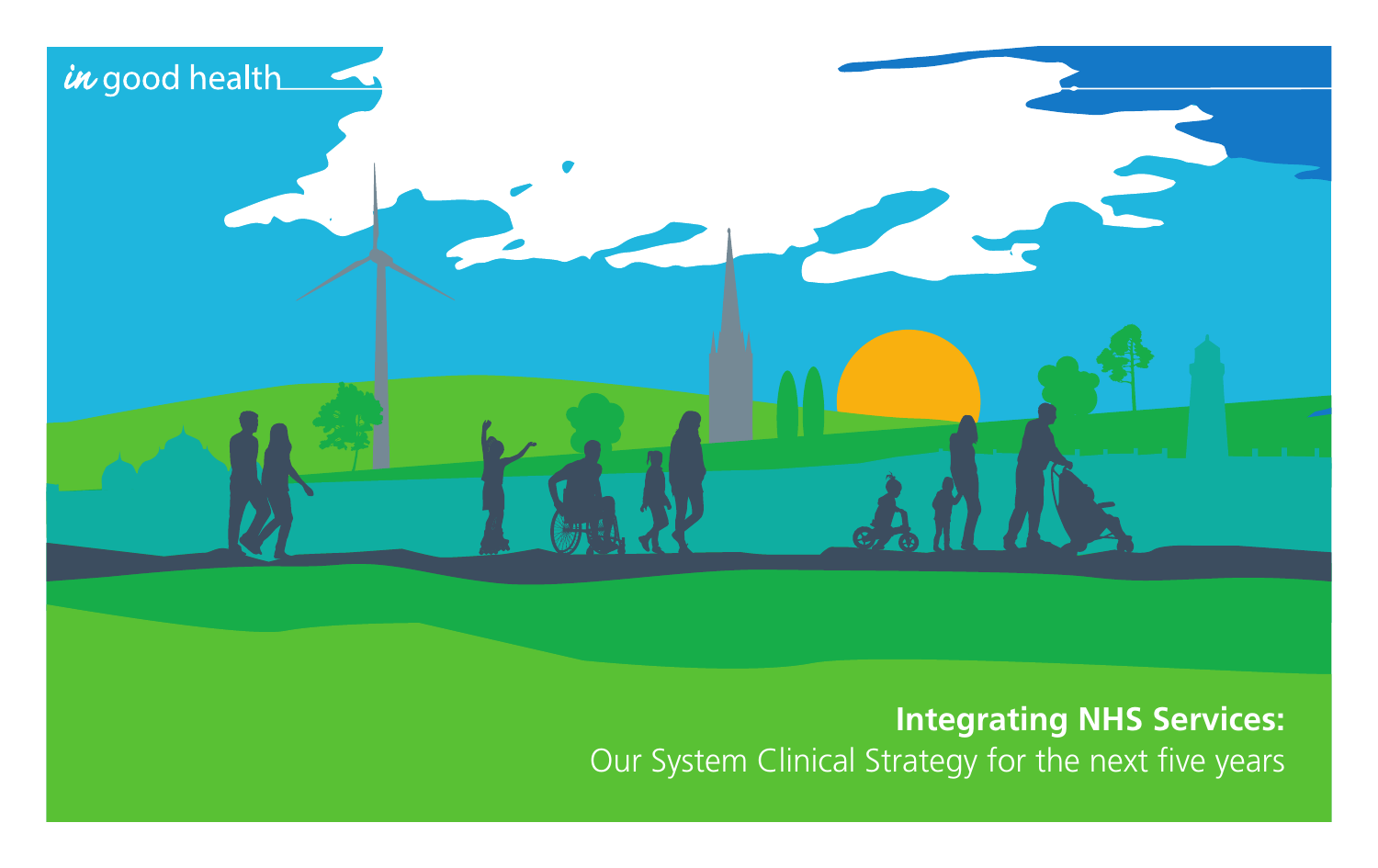*in* good health

# Integrating NHS Services:

Our System Clinical Strategy for the next five years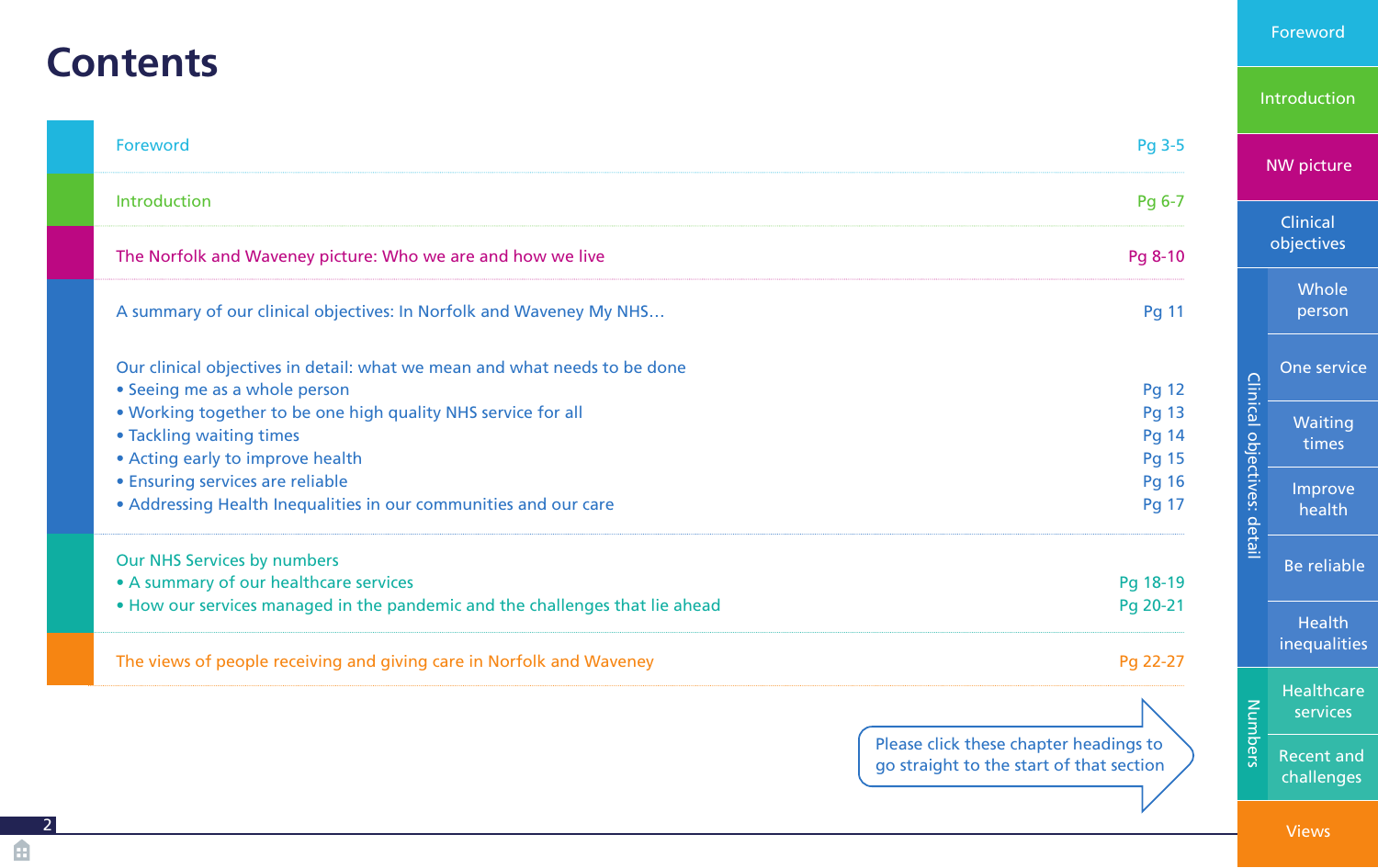# Contents

| | |
|---|---|
| Foreword | Pg 3-5 |
| Introduction | Pg 6-7 |
| The Norfolk and Waveney picture: Who we are and how we live | Pg 8-10 |
| A summary of our clinical objectives: In Norfolk and Waveney My NHS… | Pg 11 |
| Our clinical objectives in detail: what we mean and what needs to be done | |
| • Seeing me as a whole person | Pg 12 |
| • Working together to be one high quality NHS service for all | Pg 13 |
| • Tackling waiting times | Pg 14 |
| • Acting early to improve health | Pg 15 |
| • Ensuring services are reliable | Pg 16 |
| • Addressing Health Inequalities in our communities and our care | Pg 17 |
| Our NHS Services by numbers | |
| • A summary of our healthcare services | Pg 18-19 |
| • How our services managed in the pandemic and the challenges that lie ahead | Pg 20-21 |
| The views of people receiving and giving care in Norfolk and Waveney | Pg 22-27 |

Please click these chapter headings to go straight to the start of that section

- Foreword
- Introduction
- NW picture
- Clinical objectives
- Clinical objectives: detail
  - Whole person
  - One service
  - Waiting times
  - Improve health
  - Be reliable
  - Health inequalities
- Numbers
  - Healthcare services
  - Recent and challenges
- Views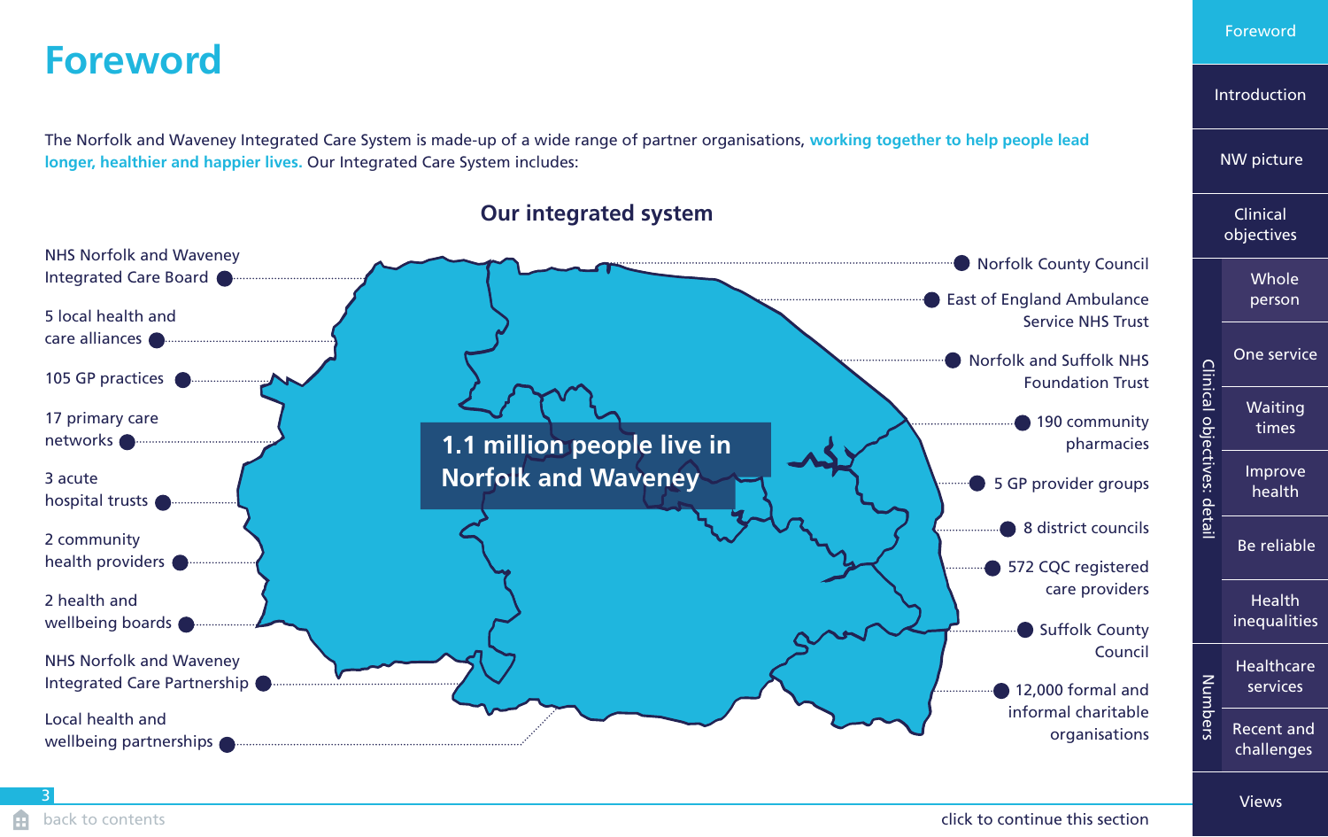# Foreword

The Norfolk and Waveney Integrated Care System is made-up of a wide range of partner organisations, **working together to help people lead longer, healthier and happier lives.** Our Integrated Care System includes:

## Our integrated system

**1.1 million people live in Norfolk and Waveney**

- NHS Norfolk and Waveney Integrated Care Board
- 5 local health and care alliances
- 105 GP practices
- 17 primary care networks
- 3 acute hospital trusts
- 2 community health providers
- 2 health and wellbeing boards
- NHS Norfolk and Waveney Integrated Care Partnership
- Local health and wellbeing partnerships
- Norfolk County Council
- East of England Ambulance Service NHS Trust
- Norfolk and Suffolk NHS Foundation Trust
- 190 community pharmacies
- 5 GP provider groups
- 8 district councils
- 572 CQC registered care providers
- Suffolk County Council
- 12,000 formal and informal charitable organisations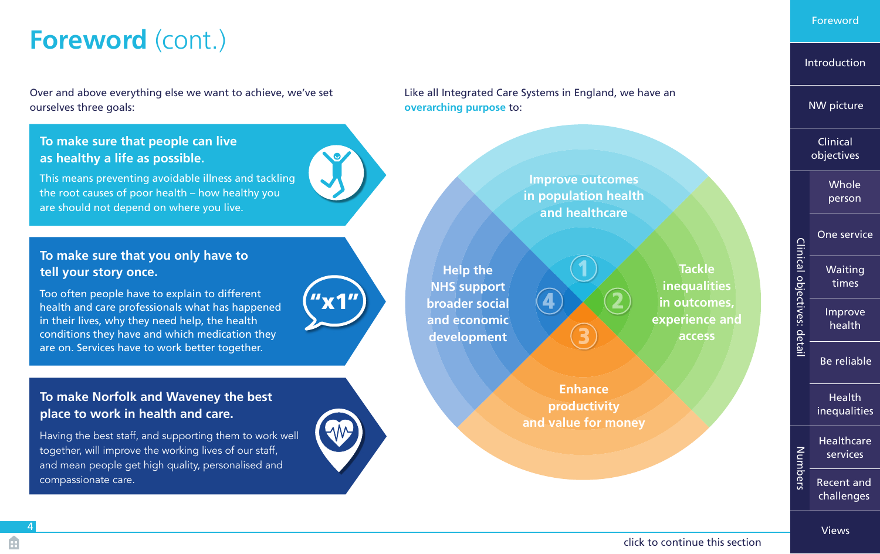# Foreword (cont.)

Over and above everything else we want to achieve, we've set ourselves three goals:

**To make sure that people can live as healthy a life as possible.**

This means preventing avoidable illness and tackling the root causes of poor health – how healthy you are should not depend on where you live.

**To make sure that you only have to tell your story once.**

"x1"

Too often people have to explain to different health and care professionals what has happened in their lives, why they need help, the health conditions they have and which medication they are on. Services have to work better together.

**To make Norfolk and Waveney the best place to work in health and care.**

Having the best staff, and supporting them to work well together, will improve the working lives of our staff, and mean people get high quality, personalised and compassionate care.

Like all Integrated Care Systems in England, we have an **overarching purpose** to:

1. Improve outcomes in population health and healthcare
2. Tackle inequalities in outcomes, experience and access
3. Enhance productivity and value for money
4. Help the NHS support broader social and economic development

click to continue this section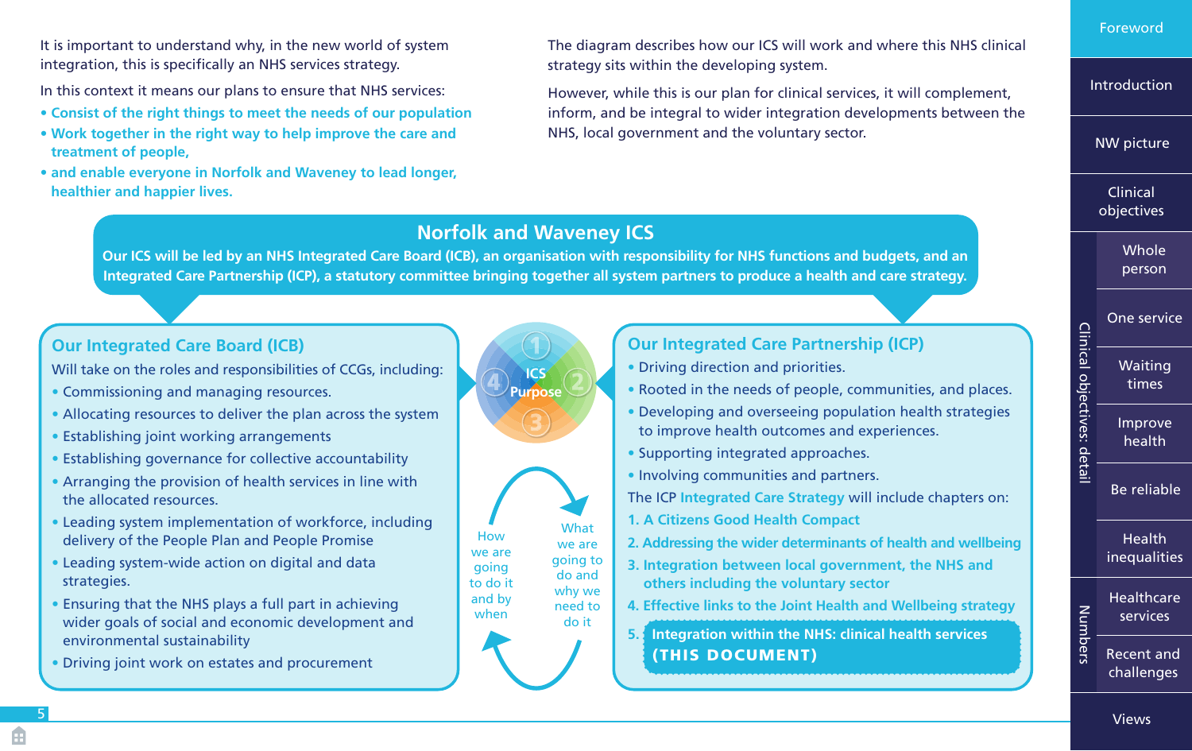It is important to understand why, in the new world of system integration, this is specifically an NHS services strategy.

In this context it means our plans to ensure that NHS services:

- **Consist of the right things to meet the needs of our population**
- **Work together in the right way to help improve the care and treatment of people,**
- **and enable everyone in Norfolk and Waveney to lead longer, healthier and happier lives.**

The diagram describes how our ICS will work and where this NHS clinical strategy sits within the developing system.

However, while this is our plan for clinical services, it will complement, inform, and be integral to wider integration developments between the NHS, local government and the voluntary sector.

## Norfolk and Waveney ICS

**Our ICS will be led by an NHS Integrated Care Board (ICB), an organisation with responsibility for NHS functions and budgets, and an Integrated Care Partnership (ICP), a statutory committee bringing together all system partners to produce a health and care strategy.**

### Our Integrated Care Board (ICB)

Will take on the roles and responsibilities of CCGs, including:

- Commissioning and managing resources.
- Allocating resources to deliver the plan across the system
- Establishing joint working arrangements
- Establishing governance for collective accountability
- Arranging the provision of health services in line with the allocated resources.
- Leading system implementation of workforce, including delivery of the People Plan and People Promise
- Leading system-wide action on digital and data strategies.
- Ensuring that the NHS plays a full part in achieving wider goals of social and economic development and environmental sustainability
- Driving joint work on estates and procurement

ICS Purpose (1, 2, 3, 4)

What we are going to do and why we need to do it

How we are going to do it and by when

### Our Integrated Care Partnership (ICP)

- Driving direction and priorities.
- Rooted in the needs of people, communities, and places.
- Developing and overseeing population health strategies to improve health outcomes and experiences.
- Supporting integrated approaches.
- Involving communities and partners.

The ICP **Integrated Care Strategy** will include chapters on:

1. **A Citizens Good Health Compact**
2. **Addressing the wider determinants of health and wellbeing**
3. **Integration between local government, the NHS and others including the voluntary sector**
4. **Effective links to the Joint Health and Wellbeing strategy**
5. **Integration within the NHS: clinical health services (THIS DOCUMENT)**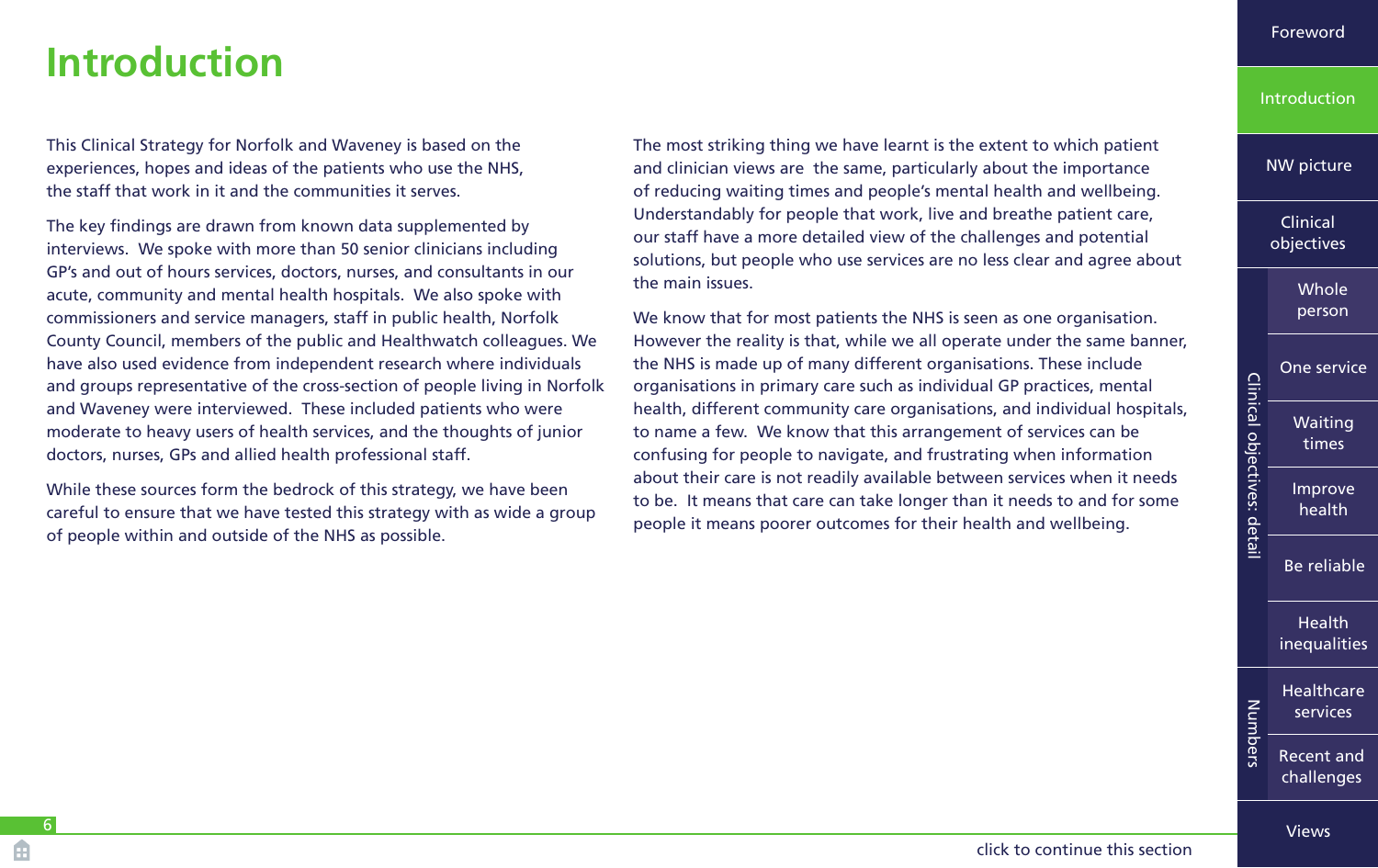# Introduction

This Clinical Strategy for Norfolk and Waveney is based on the experiences, hopes and ideas of the patients who use the NHS, the staff that work in it and the communities it serves.

The key findings are drawn from known data supplemented by interviews. We spoke with more than 50 senior clinicians including GP's and out of hours services, doctors, nurses, and consultants in our acute, community and mental health hospitals. We also spoke with commissioners and service managers, staff in public health, Norfolk County Council, members of the public and Healthwatch colleagues. We have also used evidence from independent research where individuals and groups representative of the cross-section of people living in Norfolk and Waveney were interviewed. These included patients who were moderate to heavy users of health services, and the thoughts of junior doctors, nurses, GPs and allied health professional staff.

While these sources form the bedrock of this strategy, we have been careful to ensure that we have tested this strategy with as wide a group of people within and outside of the NHS as possible.

The most striking thing we have learnt is the extent to which patient and clinician views are the same, particularly about the importance of reducing waiting times and people's mental health and wellbeing. Understandably for people that work, live and breathe patient care, our staff have a more detailed view of the challenges and potential solutions, but people who use services are no less clear and agree about the main issues.

We know that for most patients the NHS is seen as one organisation. However the reality is that, while we all operate under the same banner, the NHS is made up of many different organisations. These include organisations in primary care such as individual GP practices, mental health, different community care organisations, and individual hospitals, to name a few. We know that this arrangement of services can be confusing for people to navigate, and frustrating when information about their care is not readily available between services when it needs to be. It means that care can take longer than it needs to and for some people it means poorer outcomes for their health and wellbeing.

click to continue this section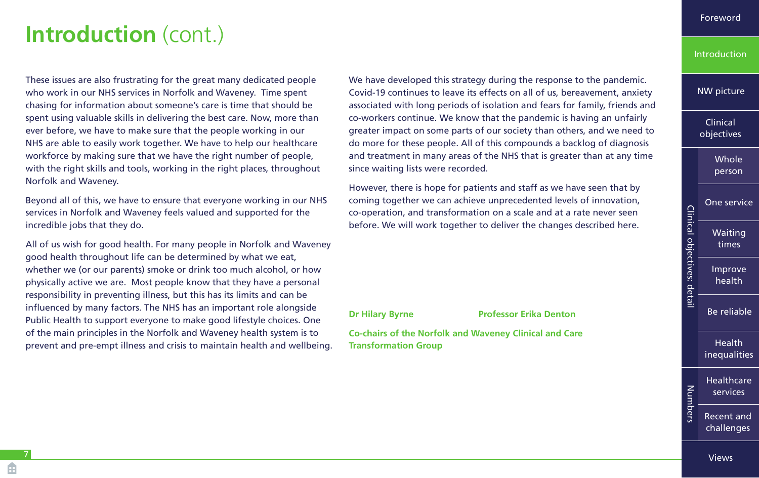# Introduction (cont.)

These issues are also frustrating for the great many dedicated people who work in our NHS services in Norfolk and Waveney. Time spent chasing for information about someone's care is time that should be spent using valuable skills in delivering the best care. Now, more than ever before, we have to make sure that the people working in our NHS are able to easily work together. We have to help our healthcare workforce by making sure that we have the right number of people, with the right skills and tools, working in the right places, throughout Norfolk and Waveney.

Beyond all of this, we have to ensure that everyone working in our NHS services in Norfolk and Waveney feels valued and supported for the incredible jobs that they do.

All of us wish for good health. For many people in Norfolk and Waveney good health throughout life can be determined by what we eat, whether we (or our parents) smoke or drink too much alcohol, or how physically active we are. Most people know that they have a personal responsibility in preventing illness, but this has its limits and can be influenced by many factors. The NHS has an important role alongside Public Health to support everyone to make good lifestyle choices. One of the main principles in the Norfolk and Waveney health system is to prevent and pre-empt illness and crisis to maintain health and wellbeing.

We have developed this strategy during the response to the pandemic. Covid-19 continues to leave its effects on all of us, bereavement, anxiety associated with long periods of isolation and fears for family, friends and co-workers continue. We know that the pandemic is having an unfairly greater impact on some parts of our society than others, and we need to do more for these people. All of this compounds a backlog of diagnosis and treatment in many areas of the NHS that is greater than at any time since waiting lists were recorded.

However, there is hope for patients and staff as we have seen that by coming together we can achieve unprecedented levels of innovation, co-operation, and transformation on a scale and at a rate never seen before. We will work together to deliver the changes described here.

**Dr Hilary Byrne** **Professor Erika Denton**

**Co-chairs of the Norfolk and Waveney Clinical and Care Transformation Group**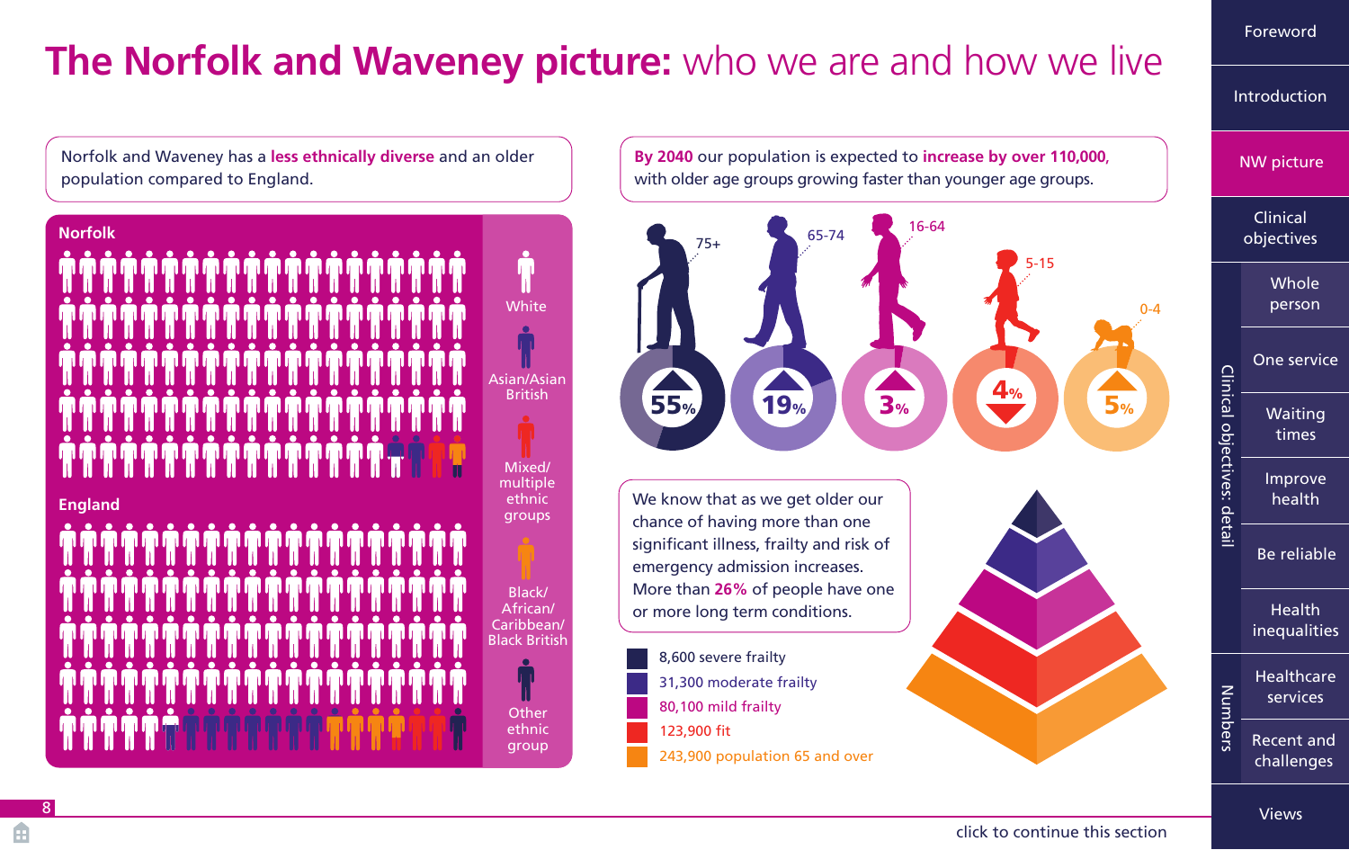# The Norfolk and Waveney picture: who we are and how we live

Norfolk and Waveney has a **less ethnically diverse** and an older population compared to England.

**Norfolk**

**England**

White

Asian/Asian British

Mixed/multiple ethnic groups

Black/African/Caribbean/Black British

Other ethnic group

**By 2040** our population is expected to **increase by over 110,000,** with older age groups growing faster than younger age groups.

| Age group | Change |
|---|---|
| 75+ | ▲ 55% |
| 65-74 | ▲ 19% |
| 16-64 | ▲ 3% |
| 5-15 | ▼ 4% |
| 0-4 | ▲ 5% |

We know that as we get older our chance of having more than one significant illness, frailty and risk of emergency admission increases. More than **26%** of people have one or more long term conditions.

- 8,600 severe frailty
- 31,300 moderate frailty
- 80,100 mild frailty
- 123,900 fit
- 243,900 population 65 and over

click to continue this section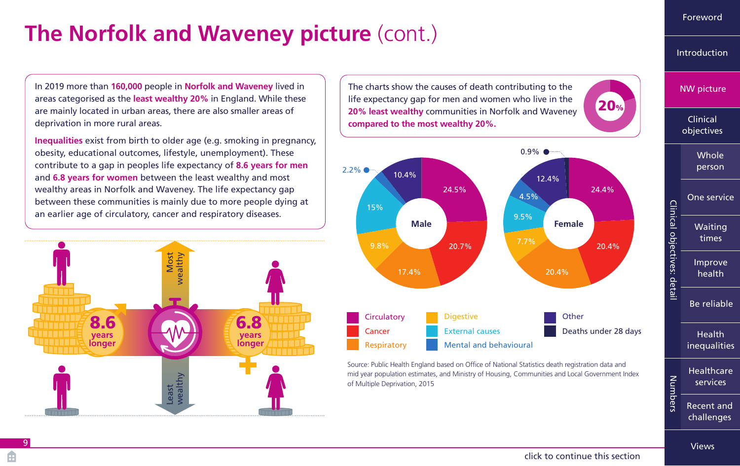# The Norfolk and Waveney picture (cont.)

In 2019 more than **160,000** people in **Norfolk and Waveney** lived in areas categorised as the **least wealthy 20%** in England. While these are mainly located in urban areas, there are also smaller areas of deprivation in more rural areas.

**Inequalities** exist from birth to older age (e.g. smoking in pregnancy, obesity, educational outcomes, lifestyle, unemployment). These contribute to a gap in peoples life expectancy of **8.6 years for men** and **6.8 years for women** between the least wealthy and most wealthy areas in Norfolk and Waveney. The life expectancy gap between these communities is mainly due to more people dying at an earlier age of circulatory, cancer and respiratory diseases.

Most wealthy

**8.6** years longer

**6.8** years longer

Least wealthy

The charts show the causes of death contributing to the life expectancy gap for men and women who live in the **20% least wealthy** communities in Norfolk and Waveney **compared to the most wealthy 20%.**

**20%**

| Cause | Male | Female |
|---|---|---|
| Circulatory | 24.5% | 24.4% |
| Cancer | 20.7% | 20.4% |
| Respiratory | 17.4% | 20.4% |
| Digestive | 9.8% | 7.7% |
| External causes | 15% | 9.5% |
| Mental and behavioural | 2.2% | 4.5% |
| Other | 10.4% | 12.4% |
| Deaths under 28 days | | 0.9% |

Source: Public Health England based on Office of National Statistics death registration data and mid year population estimates, and Ministry of Housing, Communities and Local Government Index of Multiple Deprivation, 2015

click to continue this section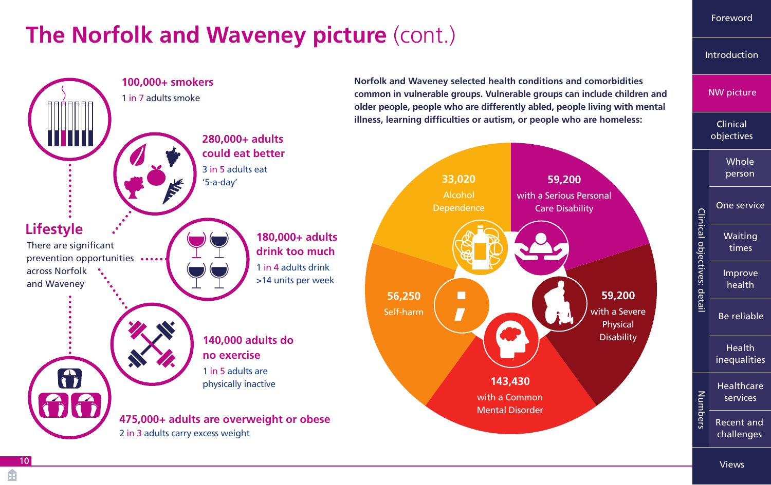# The Norfolk and Waveney picture (cont.)

## Lifestyle

There are significant prevention opportunities across Norfolk and Waveney

**100,000+ smokers**
1 in 7 adults smoke

**280,000+ adults could eat better**
3 in 5 adults eat '5-a-day'

**180,000+ adults drink too much**
1 in 4 adults drink >14 units per week

**140,000 adults do no exercise**
1 in 5 adults are physically inactive

**475,000+ adults are overweight or obese**
2 in 3 adults carry excess weight

**Norfolk and Waveney selected health conditions and comorbidities common in vulnerable groups. Vulnerable groups can include children and older people, people who are differently abled, people living with mental illness, learning difficulties or autism, or people who are homeless:**

- **33,020** Alcohol Dependence
- **59,200** with a Serious Personal Care Disability
- **56,250** Self-harm
- **59,200** with a Severe Physical Disability
- **143,430** with a Common Mental Disorder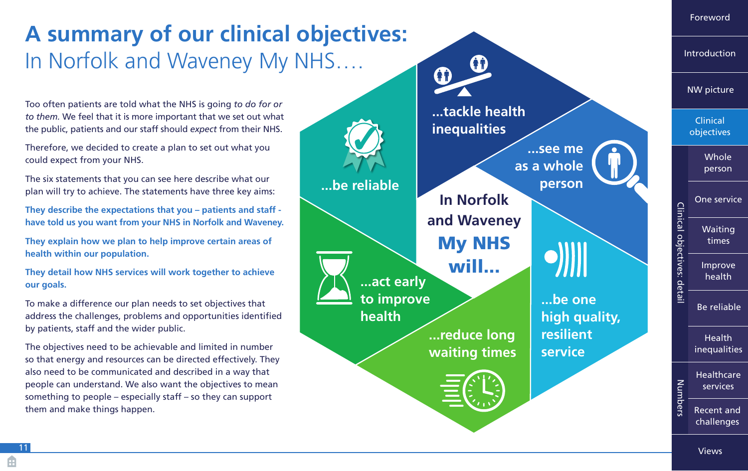# A summary of our clinical objectives:

## In Norfolk and Waveney My NHS….

Too often patients are told what the NHS is going *to do for or to them.* We feel that it is more important that we set out what the public, patients and our staff should *expect* from their NHS.

Therefore, we decided to create a plan to set out what you could expect from your NHS.

The six statements that you can see here describe what our plan will try to achieve. The statements have three key aims:

**They describe the expectations that you – patients and staff - have told us you want from your NHS in Norfolk and Waveney.**

**They explain how we plan to help improve certain areas of health within our population.**

**They detail how NHS services will work together to achieve our goals.**

To make a difference our plan needs to set objectives that address the challenges, problems and opportunities identified by patients, staff and the wider public.

The objectives need to be achievable and limited in number so that energy and resources can be directed effectively. They also need to be communicated and described in a way that people can understand. We also want the objectives to mean something to people – especially staff – so they can support them and make things happen.

**In Norfolk and Waveney My NHS will...**

- **...tackle health inequalities**
- **...see me as a whole person**
- **...be one high quality, resilient service**
- **...reduce long waiting times**
- **...act early to improve health**
- **...be reliable**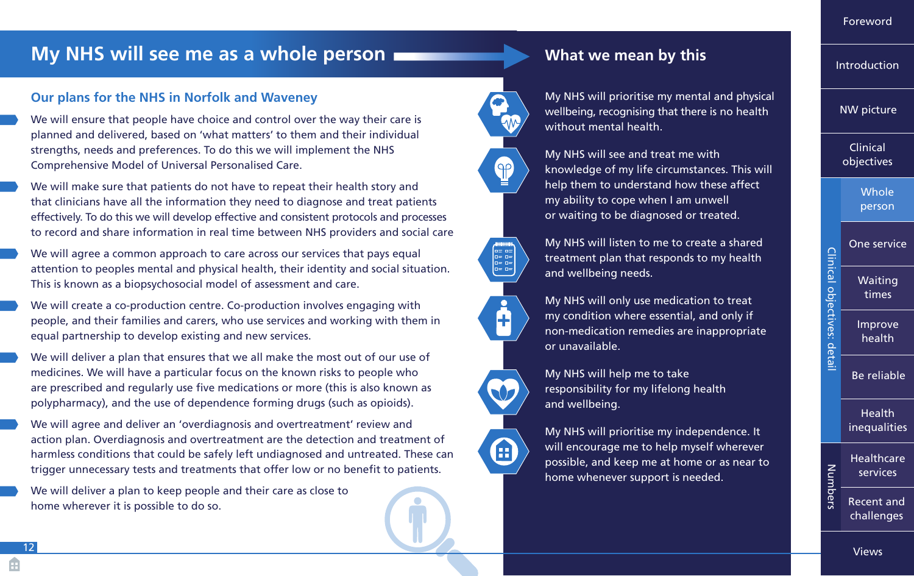# My NHS will see me as a whole person

## Our plans for the NHS in Norfolk and Waveney

- We will ensure that people have choice and control over the way their care is planned and delivered, based on 'what matters' to them and their individual strengths, needs and preferences. To do this we will implement the NHS Comprehensive Model of Universal Personalised Care.
- We will make sure that patients do not have to repeat their health story and that clinicians have all the information they need to diagnose and treat patients effectively. To do this we will develop effective and consistent protocols and processes to record and share information in real time between NHS providers and social care
- We will agree a common approach to care across our services that pays equal attention to peoples mental and physical health, their identity and social situation. This is known as a biopsychosocial model of assessment and care.
- We will create a co-production centre. Co-production involves engaging with people, and their families and carers, who use services and working with them in equal partnership to develop existing and new services.
- We will deliver a plan that ensures that we all make the most out of our use of medicines. We will have a particular focus on the known risks to people who are prescribed and regularly use five medications or more (this is also known as polypharmacy), and the use of dependence forming drugs (such as opioids).
- We will agree and deliver an 'overdiagnosis and overtreatment' review and action plan. Overdiagnosis and overtreatment are the detection and treatment of harmless conditions that could be safely left undiagnosed and untreated. These can trigger unnecessary tests and treatments that offer low or no benefit to patients.
- We will deliver a plan to keep people and their care as close to home wherever it is possible to do so.

## What we mean by this

My NHS will prioritise my mental and physical wellbeing, recognising that there is no health without mental health.

My NHS will see and treat me with knowledge of my life circumstances. This will help them to understand how these affect my ability to cope when I am unwell or waiting to be diagnosed or treated.

My NHS will listen to me to create a shared treatment plan that responds to my health and wellbeing needs.

My NHS will only use medication to treat my condition where essential, and only if non-medication remedies are inappropriate or unavailable.

My NHS will help me to take responsibility for my lifelong health and wellbeing.

My NHS will prioritise my independence. It will encourage me to help myself wherever possible, and keep me at home or as near to home whenever support is needed.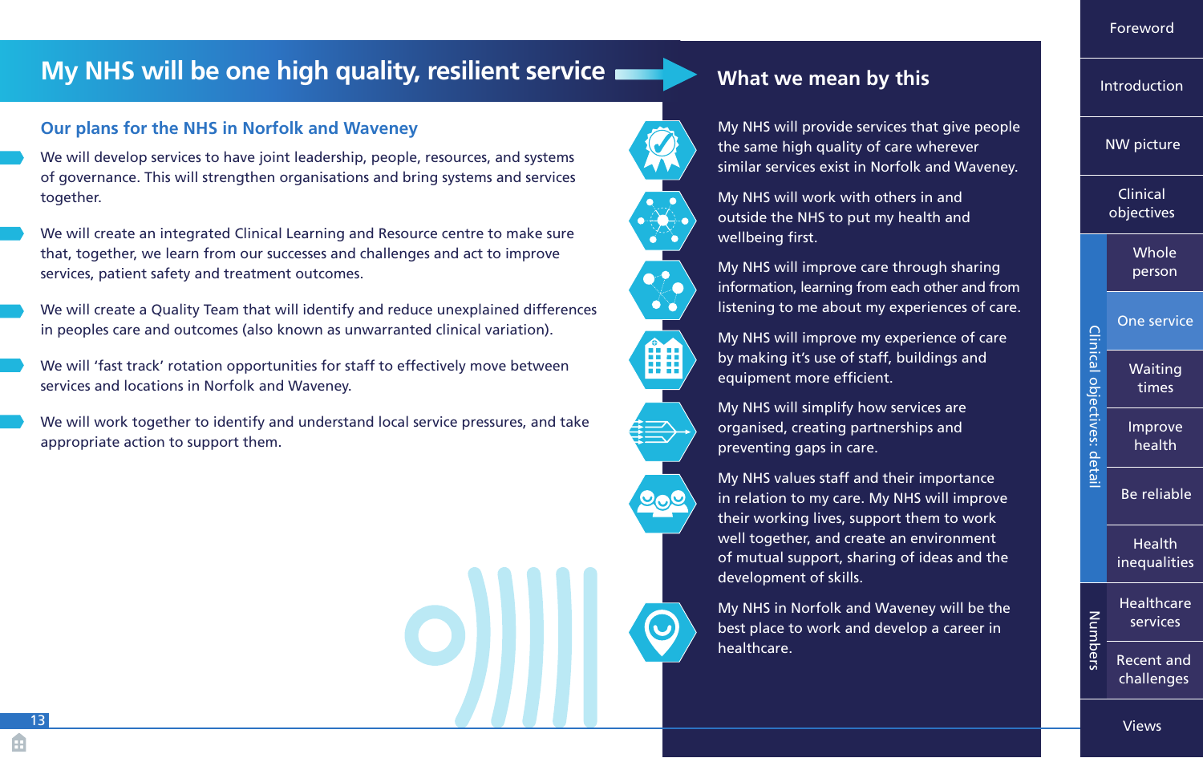# My NHS will be one high quality, resilient service

## Our plans for the NHS in Norfolk and Waveney

- We will develop services to have joint leadership, people, resources, and systems of governance. This will strengthen organisations and bring systems and services together.
- We will create an integrated Clinical Learning and Resource centre to make sure that, together, we learn from our successes and challenges and act to improve services, patient safety and treatment outcomes.
- We will create a Quality Team that will identify and reduce unexplained differences in peoples care and outcomes (also known as unwarranted clinical variation).
- We will 'fast track' rotation opportunities for staff to effectively move between services and locations in Norfolk and Waveney.
- We will work together to identify and understand local service pressures, and take appropriate action to support them.

## What we mean by this

My NHS will provide services that give people the same high quality of care wherever similar services exist in Norfolk and Waveney.

My NHS will work with others in and outside the NHS to put my health and wellbeing first.

My NHS will improve care through sharing information, learning from each other and from listening to me about my experiences of care.

My NHS will improve my experience of care by making it's use of staff, buildings and equipment more efficient.

My NHS will simplify how services are organised, creating partnerships and preventing gaps in care.

My NHS values staff and their importance in relation to my care. My NHS will improve their working lives, support them to work well together, and create an environment of mutual support, sharing of ideas and the development of skills.

My NHS in Norfolk and Waveney will be the best place to work and develop a career in healthcare.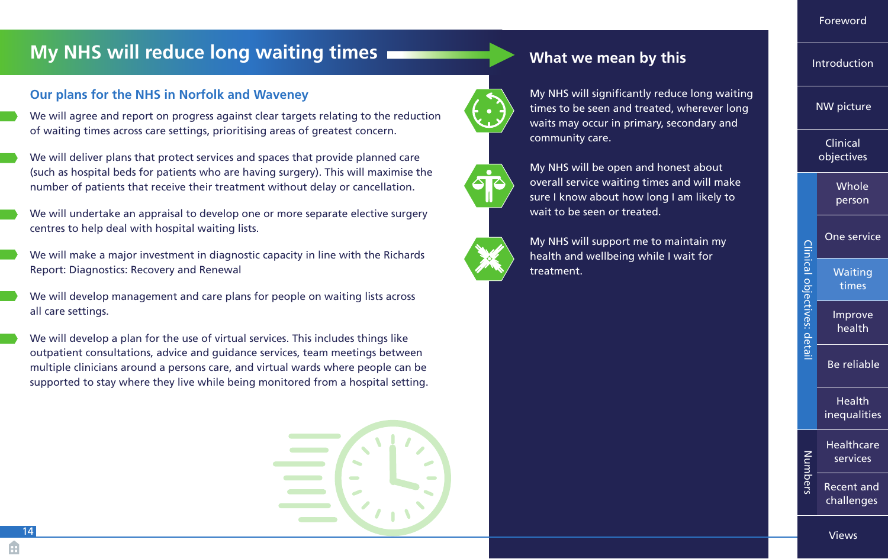# My NHS will reduce long waiting times

## Our plans for the NHS in Norfolk and Waveney

- We will agree and report on progress against clear targets relating to the reduction of waiting times across care settings, prioritising areas of greatest concern.
- We will deliver plans that protect services and spaces that provide planned care (such as hospital beds for patients who are having surgery). This will maximise the number of patients that receive their treatment without delay or cancellation.
- We will undertake an appraisal to develop one or more separate elective surgery centres to help deal with hospital waiting lists.
- We will make a major investment in diagnostic capacity in line with the Richards Report: Diagnostics: Recovery and Renewal
- We will develop management and care plans for people on waiting lists across all care settings.
- We will develop a plan for the use of virtual services. This includes things like outpatient consultations, advice and guidance services, team meetings between multiple clinicians around a persons care, and virtual wards where people can be supported to stay where they live while being monitored from a hospital setting.

## What we mean by this

My NHS will significantly reduce long waiting times to be seen and treated, wherever long waits may occur in primary, secondary and community care.

My NHS will be open and honest about overall service waiting times and will make sure I know about how long I am likely to wait to be seen or treated.

My NHS will support me to maintain my health and wellbeing while I wait for treatment.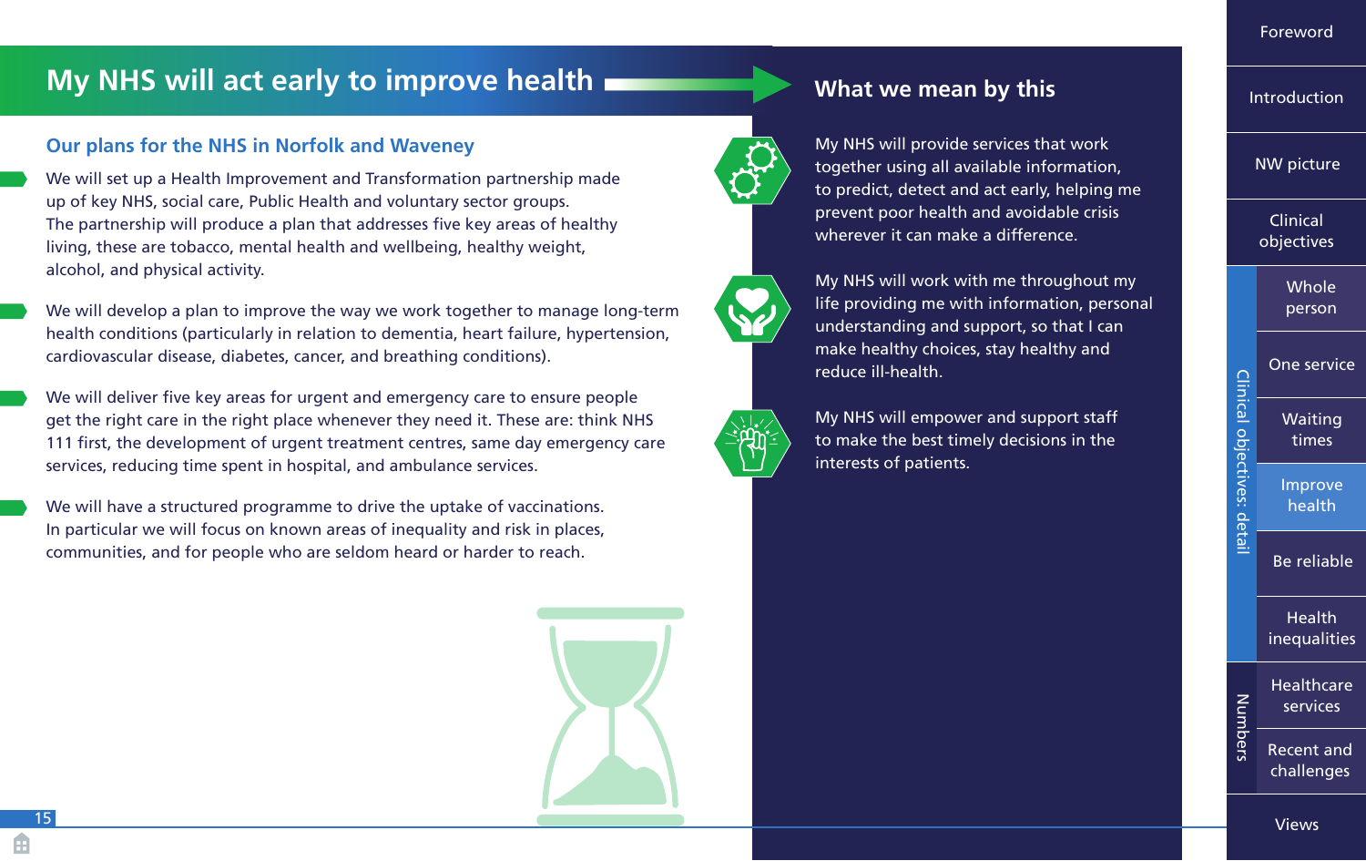# My NHS will act early to improve health

## Our plans for the NHS in Norfolk and Waveney

- We will set up a Health Improvement and Transformation partnership made up of key NHS, social care, Public Health and voluntary sector groups. The partnership will produce a plan that addresses five key areas of healthy living, these are tobacco, mental health and wellbeing, healthy weight, alcohol, and physical activity.

- We will develop a plan to improve the way we work together to manage long-term health conditions (particularly in relation to dementia, heart failure, hypertension, cardiovascular disease, diabetes, cancer, and breathing conditions).

- We will deliver five key areas for urgent and emergency care to ensure people get the right care in the right place whenever they need it. These are: think NHS 111 first, the development of urgent treatment centres, same day emergency care services, reducing time spent in hospital, and ambulance services.

- We will have a structured programme to drive the uptake of vaccinations. In particular we will focus on known areas of inequality and risk in places, communities, and for people who are seldom heard or harder to reach.

## What we mean by this

My NHS will provide services that work together using all available information, to predict, detect and act early, helping me prevent poor health and avoidable crisis wherever it can make a difference.

My NHS will work with me throughout my life providing me with information, personal understanding and support, so that I can make healthy choices, stay healthy and reduce ill-health.

My NHS will empower and support staff to make the best timely decisions in the interests of patients.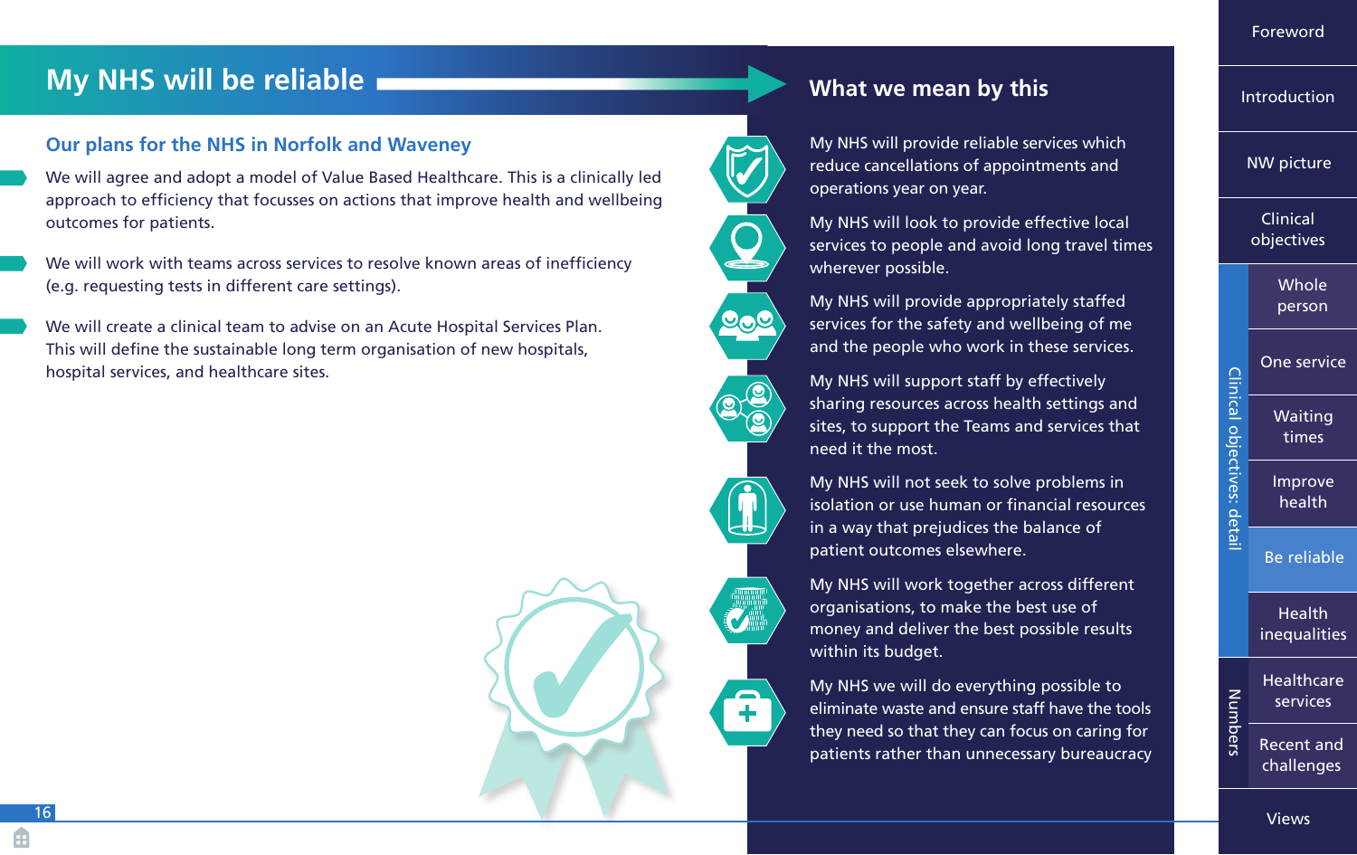# My NHS will be reliable

## Our plans for the NHS in Norfolk and Waveney

- We will agree and adopt a model of Value Based Healthcare. This is a clinically led approach to efficiency that focusses on actions that improve health and wellbeing outcomes for patients.
- We will work with teams across services to resolve known areas of inefficiency (e.g. requesting tests in different care settings).
- We will create a clinical team to advise on an Acute Hospital Services Plan. This will define the sustainable long term organisation of new hospitals, hospital services, and healthcare sites.

## What we mean by this

My NHS will provide reliable services which reduce cancellations of appointments and operations year on year.

My NHS will look to provide effective local services to people and avoid long travel times wherever possible.

My NHS will provide appropriately staffed services for the safety and wellbeing of me and the people who work in these services.

My NHS will support staff by effectively sharing resources across health settings and sites, to support the Teams and services that need it the most.

My NHS will not seek to solve problems in isolation or use human or financial resources in a way that prejudices the balance of patient outcomes elsewhere.

My NHS will work together across different organisations, to make the best use of money and deliver the best possible results within its budget.

My NHS we will do everything possible to eliminate waste and ensure staff have the tools they need so that they can focus on caring for patients rather than unnecessary bureaucracy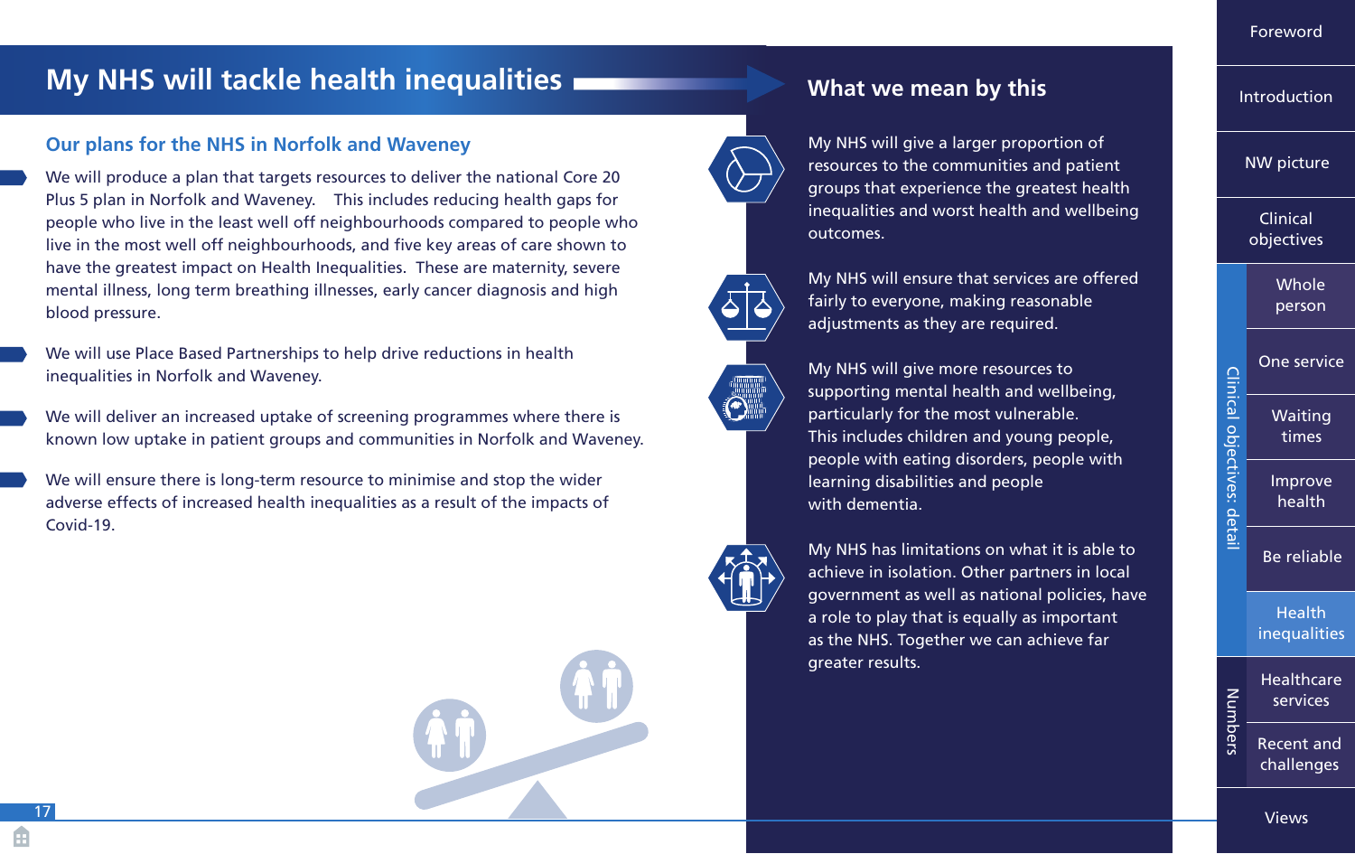# My NHS will tackle health inequalities

## Our plans for the NHS in Norfolk and Waveney

- We will produce a plan that targets resources to deliver the national Core 20 Plus 5 plan in Norfolk and Waveney. This includes reducing health gaps for people who live in the least well off neighbourhoods compared to people who live in the most well off neighbourhoods, and five key areas of care shown to have the greatest impact on Health Inequalities. These are maternity, severe mental illness, long term breathing illnesses, early cancer diagnosis and high blood pressure.
- We will use Place Based Partnerships to help drive reductions in health inequalities in Norfolk and Waveney.
- We will deliver an increased uptake of screening programmes where there is known low uptake in patient groups and communities in Norfolk and Waveney.
- We will ensure there is long-term resource to minimise and stop the wider adverse effects of increased health inequalities as a result of the impacts of Covid-19.

## What we mean by this

My NHS will give a larger proportion of resources to the communities and patient groups that experience the greatest health inequalities and worst health and wellbeing outcomes.

My NHS will ensure that services are offered fairly to everyone, making reasonable adjustments as they are required.

My NHS will give more resources to supporting mental health and wellbeing, particularly for the most vulnerable. This includes children and young people, people with eating disorders, people with learning disabilities and people with dementia.

My NHS has limitations on what it is able to achieve in isolation. Other partners in local government as well as national policies, have a role to play that is equally as important as the NHS. Together we can achieve far greater results.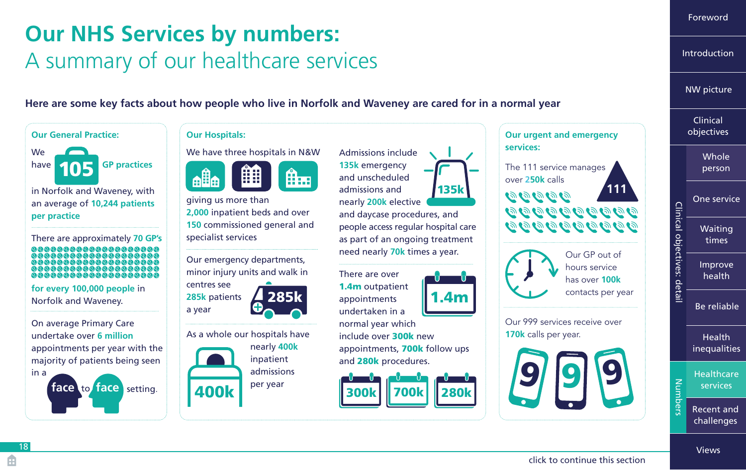# Our NHS Services by numbers:

## A summary of our healthcare services

**Here are some key facts about how people who live in Norfolk and Waveney are cared for in a normal year**

### Our General Practice:

We have **105 GP practices** in Norfolk and Waveney, with an average of **10,244 patients per practice**

There are approximately **70 GP's for every 100,000 people** in Norfolk and Waveney.

On average Primary Care undertake over **6 million** appointments per year with the majority of patients being seen in a **face** to **face** setting.

### Our Hospitals:

We have three hospitals in N&W giving us more than **2,000** inpatient beds and over **150** commissioned general and specialist services

Our emergency departments, minor injury units and walk in centres see **285k** patients a year

As a whole our hospitals have nearly **400k** inpatient admissions per year

Admissions include **135k** emergency and unscheduled admissions and nearly **200k** elective and daycase procedures, and people access regular hospital care as part of an ongoing treatment need nearly **70k** times a year.

There are over **1.4m** outpatient appointments undertaken in a normal year which include over **300k** new appointments, **700k** follow ups and **280k** procedures.

### Our urgent and emergency services:

The 111 service manages over **250k** calls

Our GP out of hours service has over **100k** contacts per year

Our 999 services receive over **170k** calls per year.

click to continue this section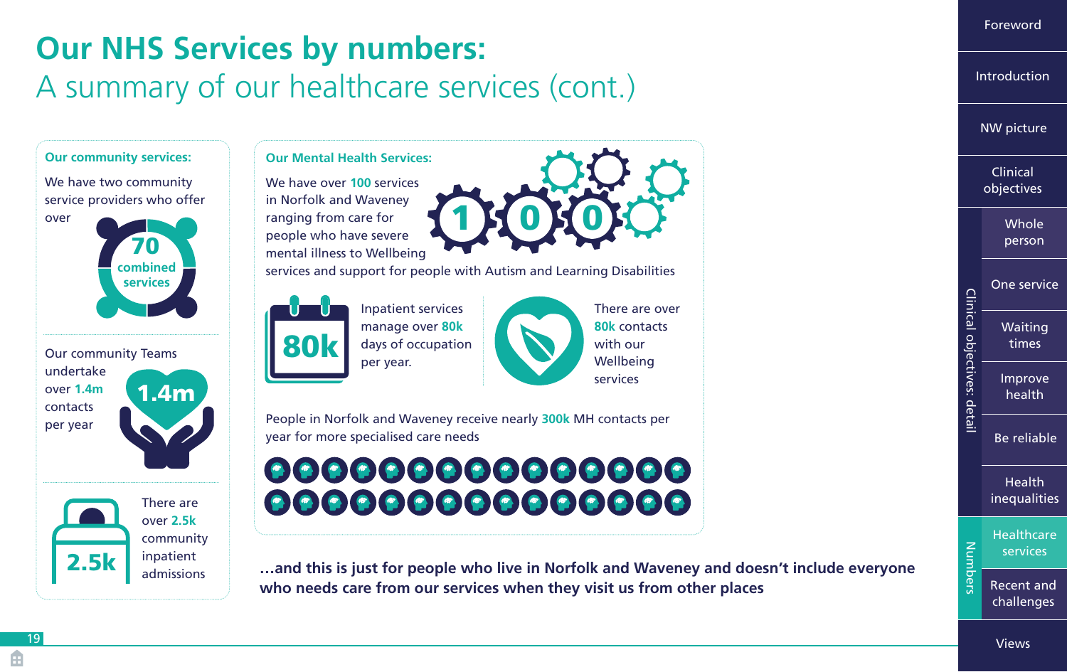# Our NHS Services by numbers:

## A summary of our healthcare services (cont.)

### Our community services:

We have two community service providers who offer over

70 combined services

Our community Teams undertake over **1.4m** contacts per year

1.4m

There are over **2.5k** community inpatient admissions

2.5k

### Our Mental Health Services:

We have over **100** services in Norfolk and Waveney ranging from care for people who have severe mental illness to Wellbeing services and support for people with Autism and Learning Disabilities

100

80k

Inpatient services manage over **80k** days of occupation per year.

There are over **80k** contacts with our Wellbeing services

People in Norfolk and Waveney receive nearly **300k** MH contacts per year for more specialised care needs

**...and this is just for people who live in Norfolk and Waveney and doesn't include everyone who needs care from our services when they visit us from other places**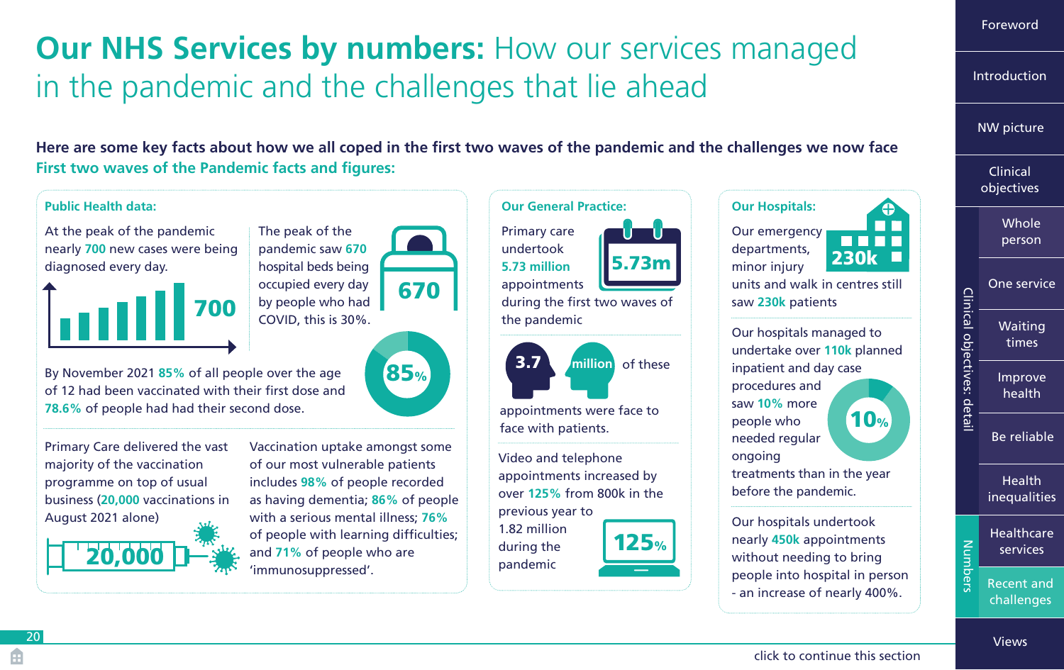# **Our NHS Services by numbers:** How our services managed in the pandemic and the challenges that lie ahead

**Here are some key facts about how we all coped in the first two waves of the pandemic and the challenges we now face**

**First two waves of the Pandemic facts and figures:**

### Public Health data:

At the peak of the pandemic nearly **700** new cases were being diagnosed every day.

700

The peak of the pandemic saw **670** hospital beds being occupied every day by people who had COVID, this is 30%.

670

By November 2021 **85%** of all people over the age of 12 had been vaccinated with their first dose and **78.6%** of people had had their second dose.

85%

Primary Care delivered the vast majority of the vaccination programme on top of usual business (**20,000** vaccinations in August 2021 alone)

20,000

Vaccination uptake amongst some of our most vulnerable patients includes **98%** of people recorded as having dementia; **86%** of people with a serious mental illness; **76%** of people with learning difficulties; and **71%** of people who are 'immunosuppressed'.

### Our General Practice:

Primary care undertook **5.73 million** appointments during the first two waves of the pandemic

5.73m

3.7 million of these appointments were face to face with patients.

Video and telephone appointments increased by over **125%** from 800k in the previous year to 1.82 million during the pandemic

125%

### Our Hospitals:

Our emergency departments, minor injury units and walk in centres still saw **230k** patients

230k

Our hospitals managed to undertake over **110k** planned inpatient and day case procedures and saw **10%** more people who needed regular ongoing treatments than in the year before the pandemic.

10%

Our hospitals undertook nearly **450k** appointments without needing to bring people into hospital in person - an increase of nearly 400%.

click to continue this section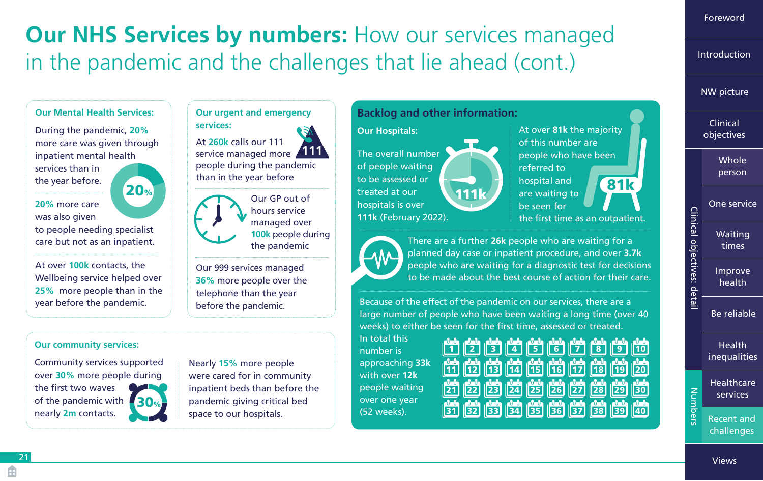# Our NHS Services by numbers: How our services managed in the pandemic and the challenges that lie ahead (cont.)

### Our Mental Health Services:

During the pandemic, **20%** more care was given through inpatient mental health services than in the year before.

**20%** more care was also given to people needing specialist care but not as an inpatient.

At over **100k** contacts, the Wellbeing service helped over **25%** more people than in the year before the pandemic.

### Our urgent and emergency services:

At **260k** calls our 111 service managed more people during the pandemic than in the year before

Our GP out of hours service managed over **100k** people during the pandemic

Our 999 services managed **36%** more people over the telephone than the year before the pandemic.

### Our community services:

Community services supported over **30%** more people during the first two waves of the pandemic with nearly **2m** contacts.

Nearly **15%** more people were cared for in community inpatient beds than before the pandemic giving critical bed space to our hospitals.

## Backlog and other information:

### Our Hospitals:

The overall number of people waiting to be assessed or treated at our hospitals is over **111k** (February 2022).

At over **81k** the majority of this number are people who have been referred to hospital and are waiting to be seen for the first time as an outpatient.

There are a further **26k** people who are waiting for a planned day case or inpatient procedure, and over **3.7k** people who are waiting for a diagnostic test for decisions to be made about the best course of action for their care.

Because of the effect of the pandemic on our services, there are a large number of people who have been waiting a long time (over 40 weeks) to either be seen for the first time, assessed or treated. In total this number is approaching **33k** with over **12k** people waiting over one year (52 weeks).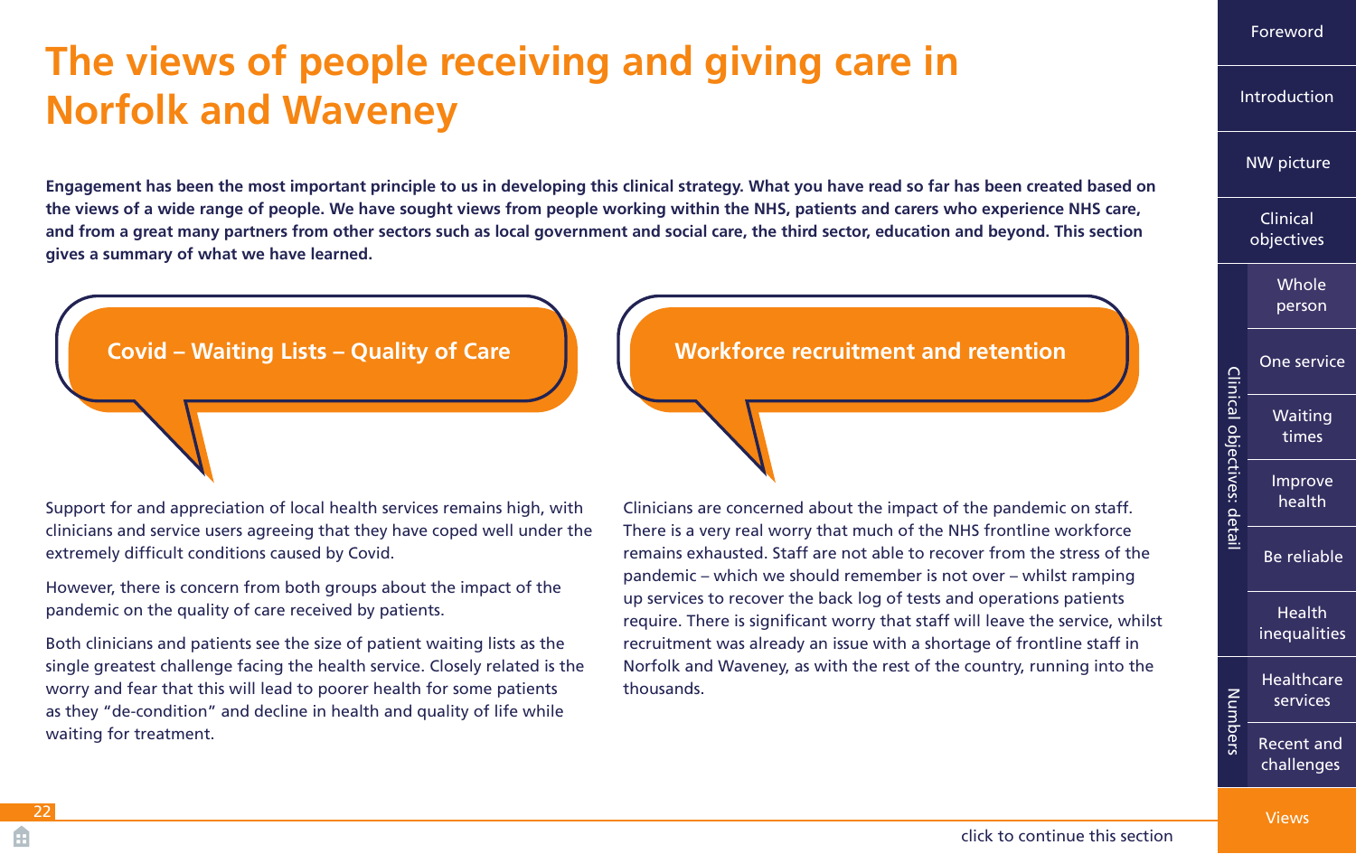# The views of people receiving and giving care in Norfolk and Waveney

**Engagement has been the most important principle to us in developing this clinical strategy. What you have read so far has been created based on the views of a wide range of people. We have sought views from people working within the NHS, patients and carers who experience NHS care, and from a great many partners from other sectors such as local government and social care, the third sector, education and beyond. This section gives a summary of what we have learned.**

## Covid – Waiting Lists – Quality of Care

Support for and appreciation of local health services remains high, with clinicians and service users agreeing that they have coped well under the extremely difficult conditions caused by Covid.

However, there is concern from both groups about the impact of the pandemic on the quality of care received by patients.

Both clinicians and patients see the size of patient waiting lists as the single greatest challenge facing the health service. Closely related is the worry and fear that this will lead to poorer health for some patients as they "de-condition" and decline in health and quality of life while waiting for treatment.

## Workforce recruitment and retention

Clinicians are concerned about the impact of the pandemic on staff. There is a very real worry that much of the NHS frontline workforce remains exhausted. Staff are not able to recover from the stress of the pandemic – which we should remember is not over – whilst ramping up services to recover the back log of tests and operations patients require. There is significant worry that staff will leave the service, whilst recruitment was already an issue with a shortage of frontline staff in Norfolk and Waveney, as with the rest of the country, running into the thousands.

click to continue this section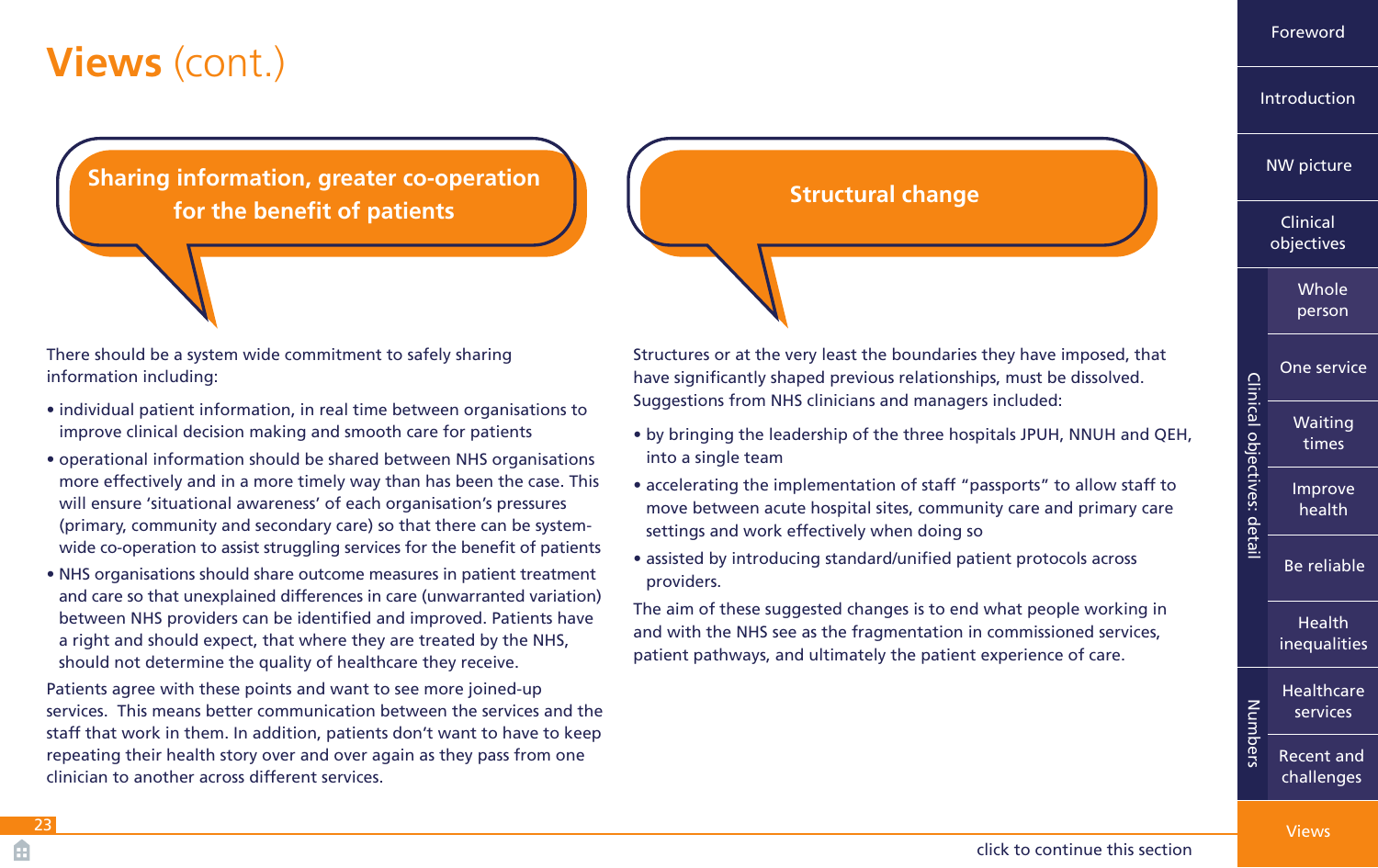# **Views** (cont.)

## Sharing information, greater co-operation for the benefit of patients

There should be a system wide commitment to safely sharing information including:

- individual patient information, in real time between organisations to improve clinical decision making and smooth care for patients
- operational information should be shared between NHS organisations more effectively and in a more timely way than has been the case. This will ensure 'situational awareness' of each organisation's pressures (primary, community and secondary care) so that there can be system-wide co-operation to assist struggling services for the benefit of patients
- NHS organisations should share outcome measures in patient treatment and care so that unexplained differences in care (unwarranted variation) between NHS providers can be identified and improved. Patients have a right and should expect, that where they are treated by the NHS, should not determine the quality of healthcare they receive.

Patients agree with these points and want to see more joined-up services. This means better communication between the services and the staff that work in them. In addition, patients don't want to have to keep repeating their health story over and over again as they pass from one clinician to another across different services.

## Structural change

Structures or at the very least the boundaries they have imposed, that have significantly shaped previous relationships, must be dissolved. Suggestions from NHS clinicians and managers included:

- by bringing the leadership of the three hospitals JPUH, NNUH and QEH, into a single team
- accelerating the implementation of staff "passports" to allow staff to move between acute hospital sites, community care and primary care settings and work effectively when doing so
- assisted by introducing standard/unified patient protocols across providers.

The aim of these suggested changes is to end what people working in and with the NHS see as the fragmentation in commissioned services, patient pathways, and ultimately the patient experience of care.

click to continue this section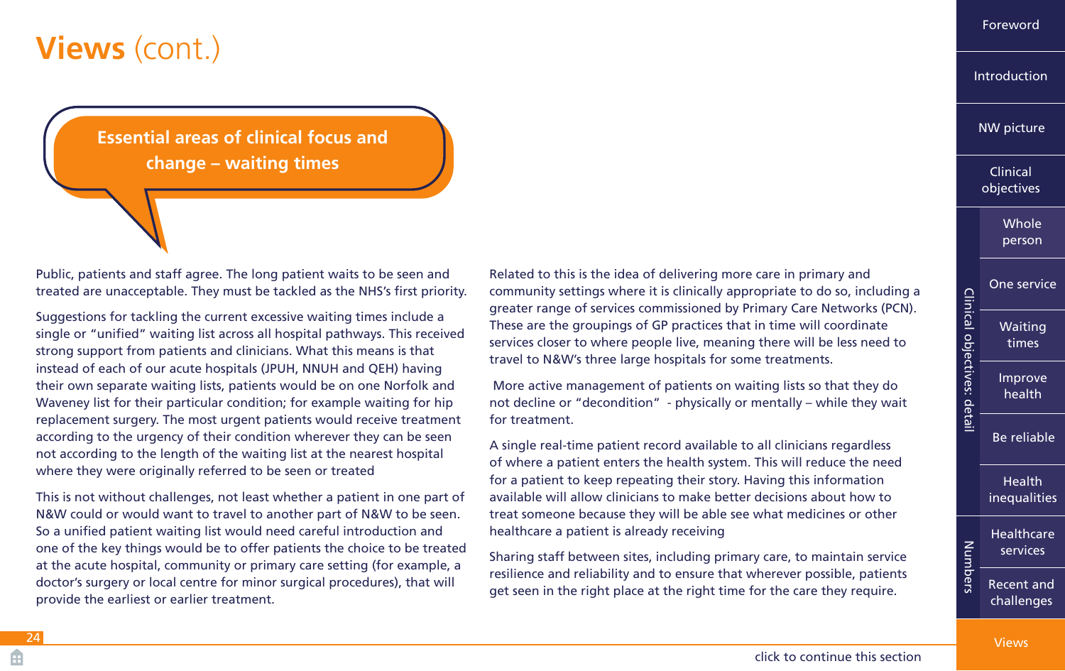# **Views** (cont.)

## Essential areas of clinical focus and change – waiting times

Public, patients and staff agree. The long patient waits to be seen and treated are unacceptable. They must be tackled as the NHS's first priority.

Suggestions for tackling the current excessive waiting times include a single or "unified" waiting list across all hospital pathways. This received strong support from patients and clinicians. What this means is that instead of each of our acute hospitals (JPUH, NNUH and QEH) having their own separate waiting lists, patients would be on one Norfolk and Waveney list for their particular condition; for example waiting for hip replacement surgery. The most urgent patients would receive treatment according to the urgency of their condition wherever they can be seen not according to the length of the waiting list at the nearest hospital where they were originally referred to be seen or treated

This is not without challenges, not least whether a patient in one part of N&W could or would want to travel to another part of N&W to be seen. So a unified patient waiting list would need careful introduction and one of the key things would be to offer patients the choice to be treated at the acute hospital, community or primary care setting (for example, a doctor's surgery or local centre for minor surgical procedures), that will provide the earliest or earlier treatment.

Related to this is the idea of delivering more care in primary and community settings where it is clinically appropriate to do so, including a greater range of services commissioned by Primary Care Networks (PCN). These are the groupings of GP practices that in time will coordinate services closer to where people live, meaning there will be less need to travel to N&W's three large hospitals for some treatments.

More active management of patients on waiting lists so that they do not decline or "decondition" - physically or mentally – while they wait for treatment.

A single real-time patient record available to all clinicians regardless of where a patient enters the health system. This will reduce the need for a patient to keep repeating their story. Having this information available will allow clinicians to make better decisions about how to treat someone because they will be able see what medicines or other healthcare a patient is already receiving

Sharing staff between sites, including primary care, to maintain service resilience and reliability and to ensure that wherever possible, patients get seen in the right place at the right time for the care they require.

click to continue this section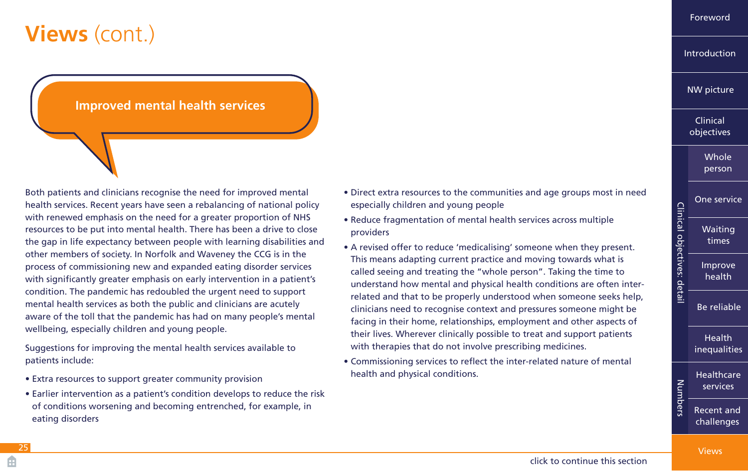# **Views** (cont.)

## Improved mental health services

Both patients and clinicians recognise the need for improved mental health services. Recent years have seen a rebalancing of national policy with renewed emphasis on the need for a greater proportion of NHS resources to be put into mental health. There has been a drive to close the gap in life expectancy between people with learning disabilities and other members of society. In Norfolk and Waveney the CCG is in the process of commissioning new and expanded eating disorder services with significantly greater emphasis on early intervention in a patient's condition. The pandemic has redoubled the urgent need to support mental health services as both the public and clinicians are acutely aware of the toll that the pandemic has had on many people's mental wellbeing, especially children and young people.

Suggestions for improving the mental health services available to patients include:

- Extra resources to support greater community provision
- Earlier intervention as a patient's condition develops to reduce the risk of conditions worsening and becoming entrenched, for example, in eating disorders
- Direct extra resources to the communities and age groups most in need especially children and young people
- Reduce fragmentation of mental health services across multiple providers
- A revised offer to reduce 'medicalising' someone when they present. This means adapting current practice and moving towards what is called seeing and treating the "whole person". Taking the time to understand how mental and physical health conditions are often inter-related and that to be properly understood when someone seeks help, clinicians need to recognise context and pressures someone might be facing in their home, relationships, employment and other aspects of their lives. Wherever clinically possible to treat and support patients with therapies that do not involve prescribing medicines.
- Commissioning services to reflect the inter-related nature of mental health and physical conditions.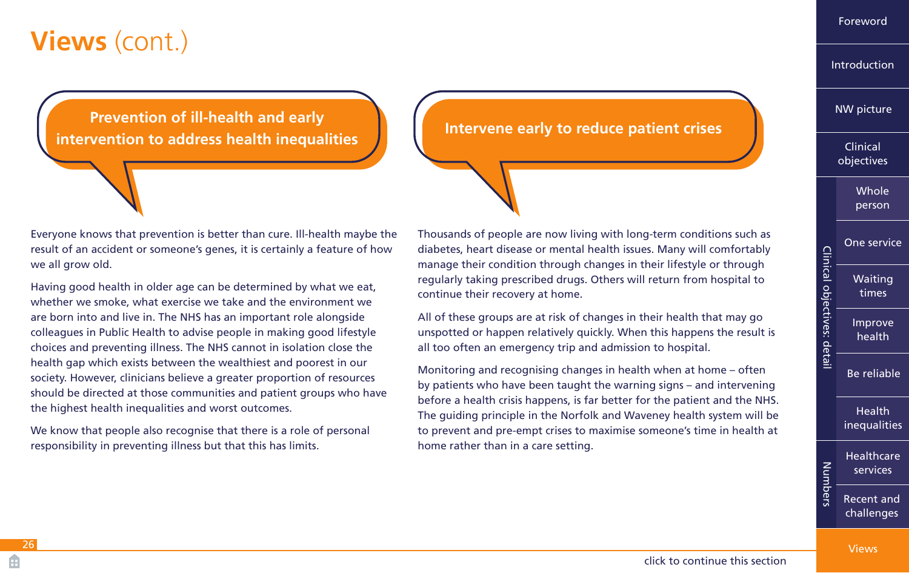# **Views** (cont.)

## Prevention of ill-health and early intervention to address health inequalities

Everyone knows that prevention is better than cure. Ill-health maybe the result of an accident or someone's genes, it is certainly a feature of how we all grow old.

Having good health in older age can be determined by what we eat, whether we smoke, what exercise we take and the environment we are born into and live in. The NHS has an important role alongside colleagues in Public Health to advise people in making good lifestyle choices and preventing illness. The NHS cannot in isolation close the health gap which exists between the wealthiest and poorest in our society. However, clinicians believe a greater proportion of resources should be directed at those communities and patient groups who have the highest health inequalities and worst outcomes.

We know that people also recognise that there is a role of personal responsibility in preventing illness but that this has limits.

## Intervene early to reduce patient crises

Thousands of people are now living with long-term conditions such as diabetes, heart disease or mental health issues. Many will comfortably manage their condition through changes in their lifestyle or through regularly taking prescribed drugs. Others will return from hospital to continue their recovery at home.

All of these groups are at risk of changes in their health that may go unspotted or happen relatively quickly. When this happens the result is all too often an emergency trip and admission to hospital.

Monitoring and recognising changes in health when at home – often by patients who have been taught the warning signs – and intervening before a health crisis happens, is far better for the patient and the NHS. The guiding principle in the Norfolk and Waveney health system will be to prevent and pre-empt crises to maximise someone's time in health at home rather than in a care setting.

click to continue this section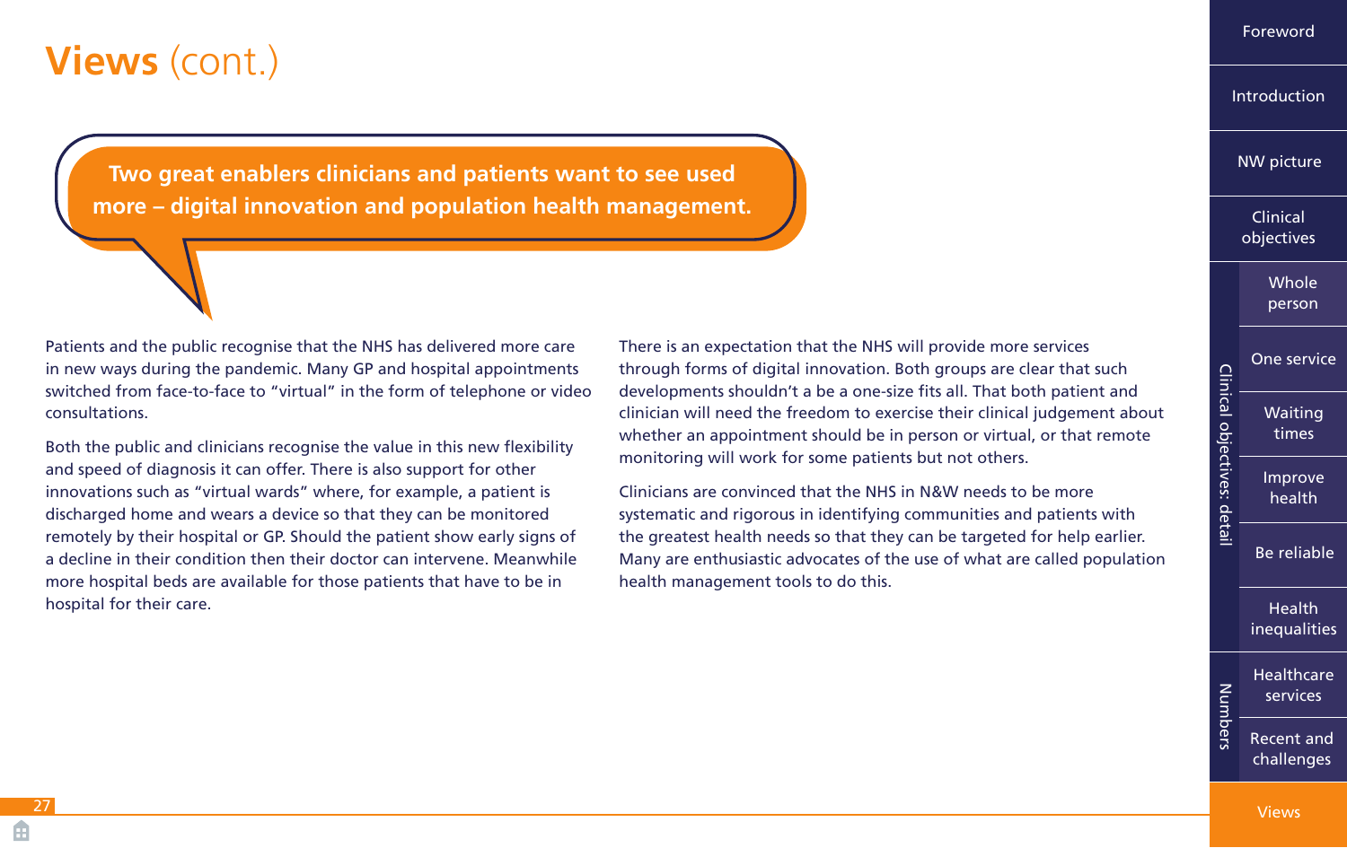# **Views** (cont.)

**Two great enablers clinicians and patients want to see used more – digital innovation and population health management.**

Patients and the public recognise that the NHS has delivered more care in new ways during the pandemic. Many GP and hospital appointments switched from face-to-face to "virtual" in the form of telephone or video consultations.

Both the public and clinicians recognise the value in this new flexibility and speed of diagnosis it can offer. There is also support for other innovations such as "virtual wards" where, for example, a patient is discharged home and wears a device so that they can be monitored remotely by their hospital or GP. Should the patient show early signs of a decline in their condition then their doctor can intervene. Meanwhile more hospital beds are available for those patients that have to be in hospital for their care.

There is an expectation that the NHS will provide more services through forms of digital innovation. Both groups are clear that such developments shouldn't a be a one-size fits all. That both patient and clinician will need the freedom to exercise their clinical judgement about whether an appointment should be in person or virtual, or that remote monitoring will work for some patients but not others.

Clinicians are convinced that the NHS in N&W needs to be more systematic and rigorous in identifying communities and patients with the greatest health needs so that they can be targeted for help earlier. Many are enthusiastic advocates of the use of what are called population health management tools to do this.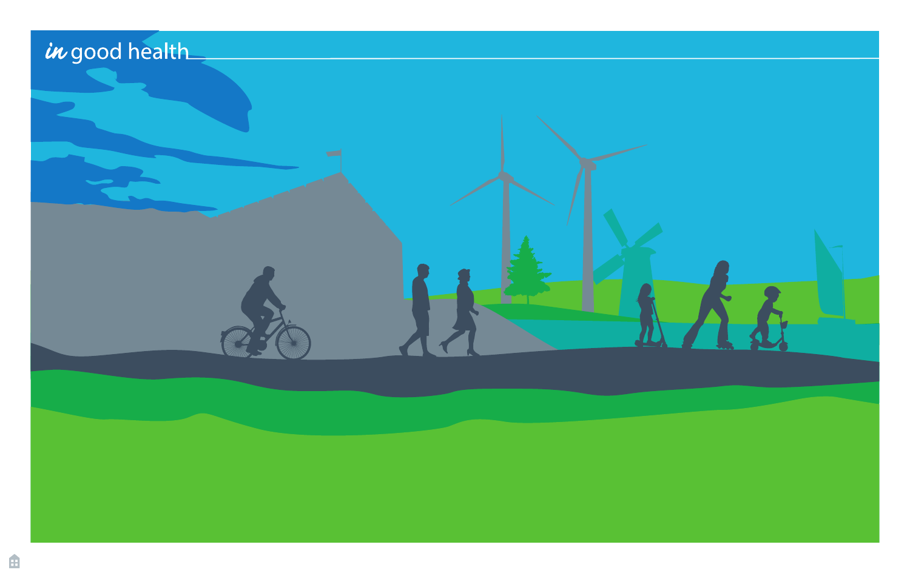*in* good health